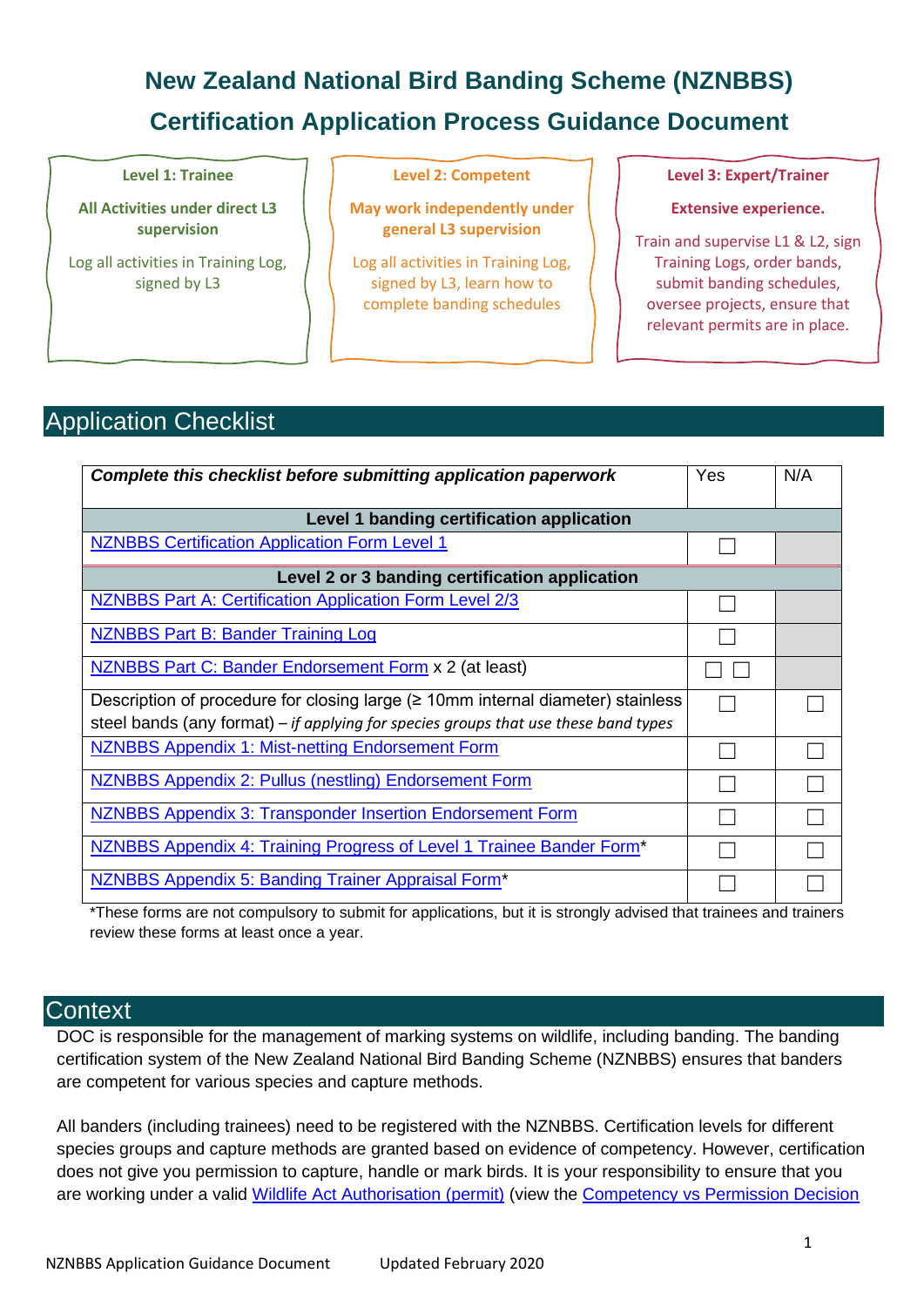# New Zealand National Bird Banding Scheme (NZNBBS)

# Certification Application Process Guidance Document

**Level 1: Trainee**

**All Activities under direct L3 supervision**

Log all activities in Training Log, signed by L3

**Level 2: Competent**

**May work independently under general L3 supervision**

Log all activities in Training Log, signed by L3, learn how to complete banding schedules

**Level 3: Expert/Trainer**

**Extensive experience.**

Train and supervise L1 & L2, sign Training Logs, order bands, submit banding schedules, oversee projects, ensure that relevant permits are in place.

## Application Checklist

| ***Complete this checklist before submitting application paperwork*** | Yes | N/A |
|---|---|---|
| **Level 1 banding certification application** | | |
| NZNBBS Certification Application Form Level 1 | ☐ | |
| **Level 2 or 3 banding certification application** | | |
| NZNBBS Part A: Certification Application Form Level 2/3 | ☐ | |
| NZNBBS Part B: Bander Training Log | ☐ | |
| NZNBBS Part C: Bander Endorsement Form x 2 (at least) | ☐ ☐ | |
| Description of procedure for closing large (≥ 10mm internal diameter) stainless steel bands (any format) – *if applying for species groups that use these band types* | ☐ | ☐ |
| NZNBBS Appendix 1: Mist-netting Endorsement Form | ☐ | ☐ |
| NZNBBS Appendix 2: Pullus (nestling) Endorsement Form | ☐ | ☐ |
| NZNBBS Appendix 3: Transponder Insertion Endorsement Form | ☐ | ☐ |
| NZNBBS Appendix 4: Training Progress of Level 1 Trainee Bander Form* | ☐ | ☐ |
| NZNBBS Appendix 5: Banding Trainer Appraisal Form* | ☐ | ☐ |

*These forms are not compulsory to submit for applications, but it is strongly advised that trainees and trainers review these forms at least once a year.

## Context

DOC is responsible for the management of marking systems on wildlife, including banding. The banding certification system of the New Zealand National Bird Banding Scheme (NZNBBS) ensures that banders are competent for various species and capture methods.

All banders (including trainees) need to be registered with the NZNBBS. Certification levels for different species groups and capture methods are granted based on evidence of competency. However, certification does not give you permission to capture, handle or mark birds. It is your responsibility to ensure that you are working under a valid Wildlife Act Authorisation (permit) (view the Competency vs Permission Decision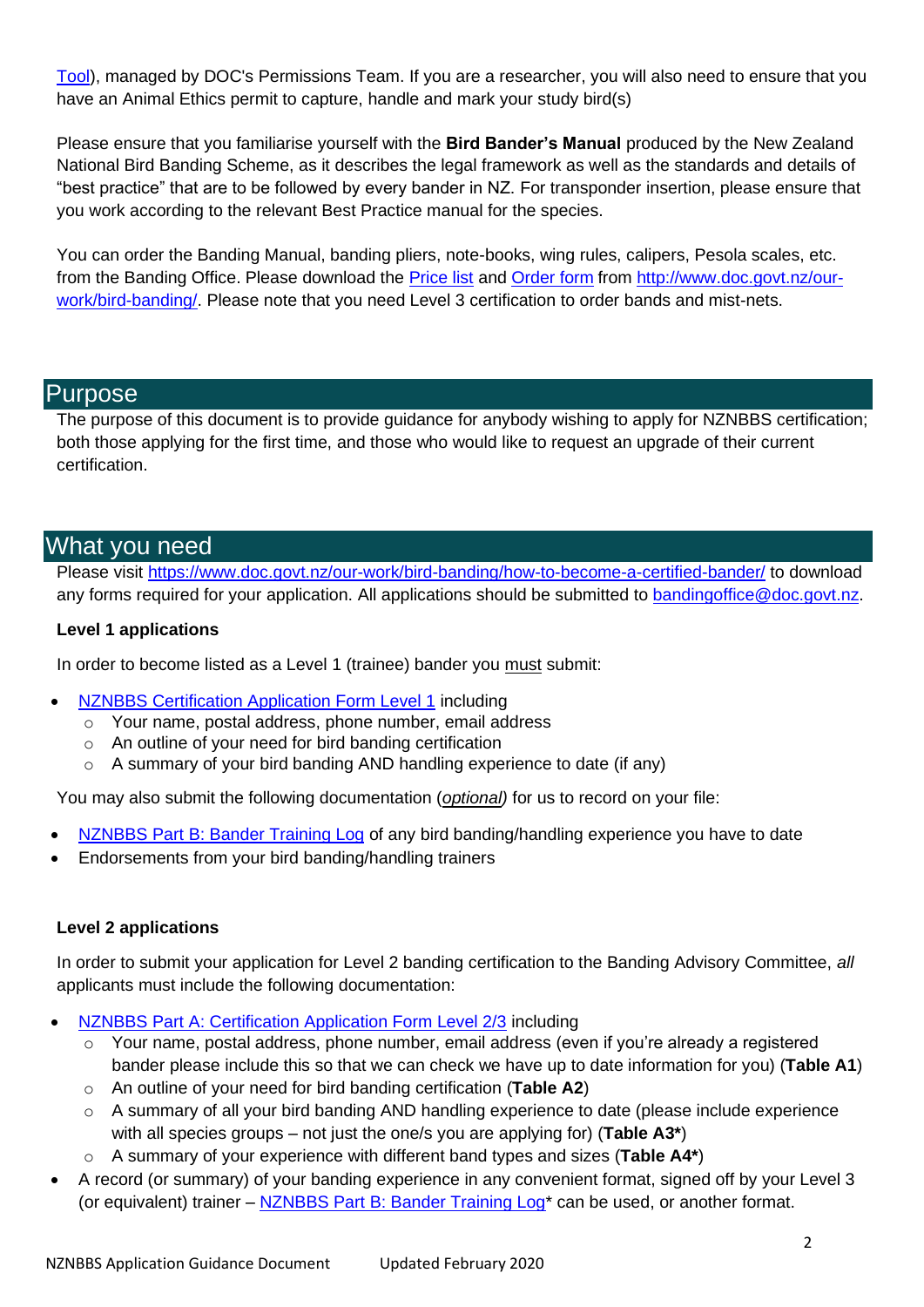Tool), managed by DOC's Permissions Team. If you are a researcher, you will also need to ensure that you have an Animal Ethics permit to capture, handle and mark your study bird(s)

Please ensure that you familiarise yourself with the **Bird Bander's Manual** produced by the New Zealand National Bird Banding Scheme, as it describes the legal framework as well as the standards and details of "best practice" that are to be followed by every bander in NZ. For transponder insertion, please ensure that you work according to the relevant Best Practice manual for the species.

You can order the Banding Manual, banding pliers, note-books, wing rules, calipers, Pesola scales, etc. from the Banding Office. Please download the Price list and Order form from http://www.doc.govt.nz/our-work/bird-banding/. Please note that you need Level 3 certification to order bands and mist-nets.

## Purpose

The purpose of this document is to provide guidance for anybody wishing to apply for NZNBBS certification; both those applying for the first time, and those who would like to request an upgrade of their current certification.

## What you need

Please visit https://www.doc.govt.nz/our-work/bird-banding/how-to-become-a-certified-bander/ to download any forms required for your application. All applications should be submitted to bandingoffice@doc.govt.nz.

### Level 1 applications

In order to become listed as a Level 1 (trainee) bander you must submit:

- NZNBBS Certification Application Form Level 1 including
  - Your name, postal address, phone number, email address
  - An outline of your need for bird banding certification
  - A summary of your bird banding AND handling experience to date (if any)

You may also submit the following documentation (*optional)* for us to record on your file:

- NZNBBS Part B: Bander Training Log of any bird banding/handling experience you have to date
- Endorsements from your bird banding/handling trainers

### Level 2 applications

In order to submit your application for Level 2 banding certification to the Banding Advisory Committee, *all* applicants must include the following documentation:

- NZNBBS Part A: Certification Application Form Level 2/3 including
  - Your name, postal address, phone number, email address (even if you're already a registered bander please include this so that we can check we have up to date information for you) (**Table A1**)
  - An outline of your need for bird banding certification (**Table A2**)
  - A summary of all your bird banding AND handling experience to date (please include experience with all species groups – not just the one/s you are applying for) (**Table A3***)
  - A summary of your experience with different band types and sizes (**Table A4***)
- A record (or summary) of your banding experience in any convenient format, signed off by your Level 3 (or equivalent) trainer – NZNBBS Part B: Bander Training Log* can be used, or another format.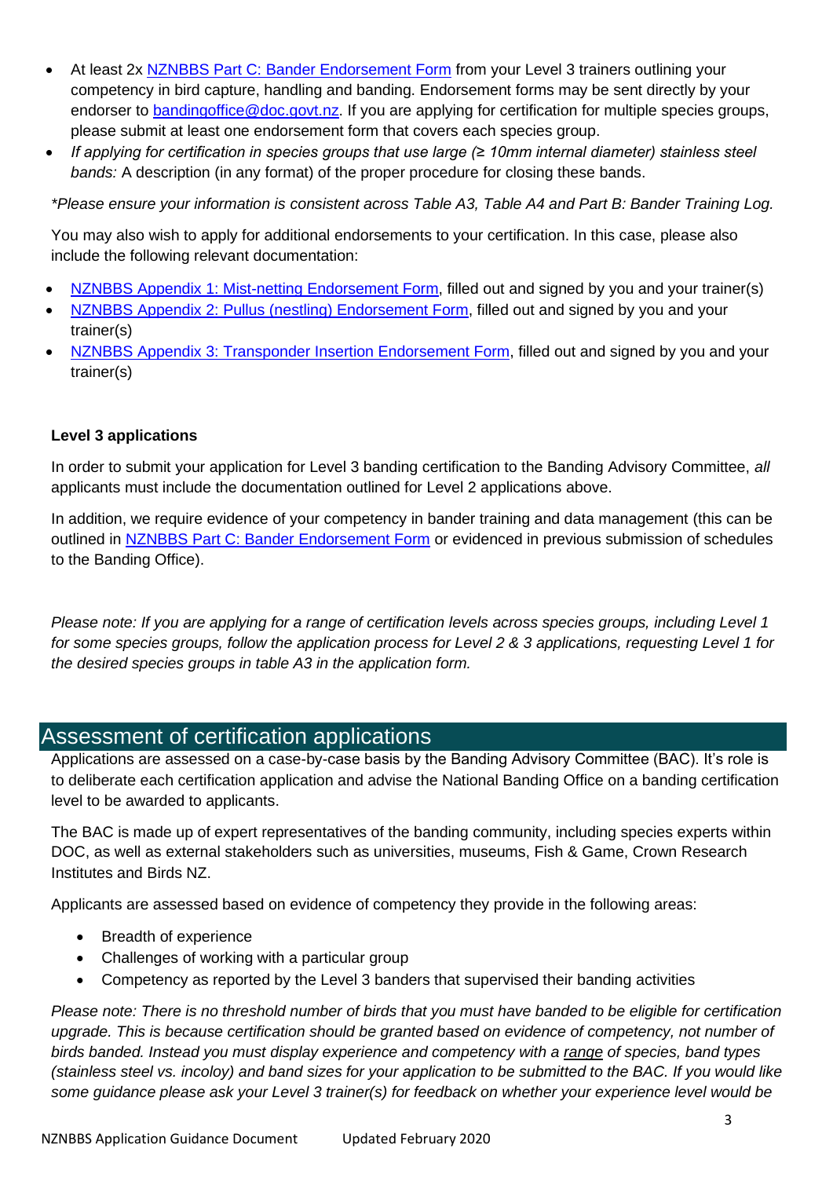- At least 2x [NZNBBS Part C: Bander Endorsement Form] from your Level 3 trainers outlining your competency in bird capture, handling and banding. Endorsement forms may be sent directly by your endorser to bandingoffice@doc.govt.nz. If you are applying for certification for multiple species groups, please submit at least one endorsement form that covers each species group.
- *If applying for certification in species groups that use large (≥ 10mm internal diameter) stainless steel bands:* A description (in any format) of the proper procedure for closing these bands.

*\*Please ensure your information is consistent across Table A3, Table A4 and Part B: Bander Training Log.*

You may also wish to apply for additional endorsements to your certification. In this case, please also include the following relevant documentation:

- NZNBBS Appendix 1: Mist-netting Endorsement Form, filled out and signed by you and your trainer(s)
- NZNBBS Appendix 2: Pullus (nestling) Endorsement Form, filled out and signed by you and your trainer(s)
- NZNBBS Appendix 3: Transponder Insertion Endorsement Form, filled out and signed by you and your trainer(s)

**Level 3 applications**

In order to submit your application for Level 3 banding certification to the Banding Advisory Committee, *all* applicants must include the documentation outlined for Level 2 applications above.

In addition, we require evidence of your competency in bander training and data management (this can be outlined in NZNBBS Part C: Bander Endorsement Form or evidenced in previous submission of schedules to the Banding Office).

*Please note: If you are applying for a range of certification levels across species groups, including Level 1 for some species groups, follow the application process for Level 2 & 3 applications, requesting Level 1 for the desired species groups in table A3 in the application form.*

## Assessment of certification applications

Applications are assessed on a case-by-case basis by the Banding Advisory Committee (BAC). It's role is to deliberate each certification application and advise the National Banding Office on a banding certification level to be awarded to applicants.

The BAC is made up of expert representatives of the banding community, including species experts within DOC, as well as external stakeholders such as universities, museums, Fish & Game, Crown Research Institutes and Birds NZ.

Applicants are assessed based on evidence of competency they provide in the following areas:

- Breadth of experience
- Challenges of working with a particular group
- Competency as reported by the Level 3 banders that supervised their banding activities

*Please note: There is no threshold number of birds that you must have banded to be eligible for certification upgrade. This is because certification should be granted based on evidence of competency, not number of birds banded. Instead you must display experience and competency with a range of species, band types (stainless steel vs. incoloy) and band sizes for your application to be submitted to the BAC. If you would like some guidance please ask your Level 3 trainer(s) for feedback on whether your experience level would be*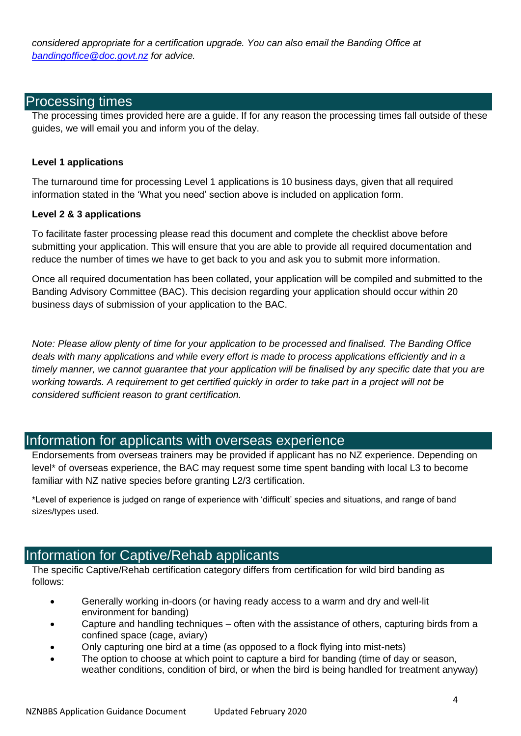*considered appropriate for a certification upgrade. You can also email the Banding Office at [bandingoffice@doc.govt.nz](mailto:bandingoffice@doc.govt.nz) for advice.*

## Processing times

The processing times provided here are a guide. If for any reason the processing times fall outside of these guides, we will email you and inform you of the delay.

**Level 1 applications**

The turnaround time for processing Level 1 applications is 10 business days, given that all required information stated in the 'What you need' section above is included on application form.

**Level 2 & 3 applications**

To facilitate faster processing please read this document and complete the checklist above before submitting your application. This will ensure that you are able to provide all required documentation and reduce the number of times we have to get back to you and ask you to submit more information.

Once all required documentation has been collated, your application will be compiled and submitted to the Banding Advisory Committee (BAC). This decision regarding your application should occur within 20 business days of submission of your application to the BAC.

*Note: Please allow plenty of time for your application to be processed and finalised. The Banding Office deals with many applications and while every effort is made to process applications efficiently and in a timely manner, we cannot guarantee that your application will be finalised by any specific date that you are working towards. A requirement to get certified quickly in order to take part in a project will not be considered sufficient reason to grant certification.*

## Information for applicants with overseas experience

Endorsements from overseas trainers may be provided if applicant has no NZ experience. Depending on level* of overseas experience, the BAC may request some time spent banding with local L3 to become familiar with NZ native species before granting L2/3 certification.

*Level of experience is judged on range of experience with 'difficult' species and situations, and range of band sizes/types used.

## Information for Captive/Rehab applicants

The specific Captive/Rehab certification category differs from certification for wild bird banding as follows:

- Generally working in-doors (or having ready access to a warm and dry and well-lit environment for banding)
- Capture and handling techniques – often with the assistance of others, capturing birds from a confined space (cage, aviary)
- Only capturing one bird at a time (as opposed to a flock flying into mist-nets)
- The option to choose at which point to capture a bird for banding (time of day or season, weather conditions, condition of bird, or when the bird is being handled for treatment anyway)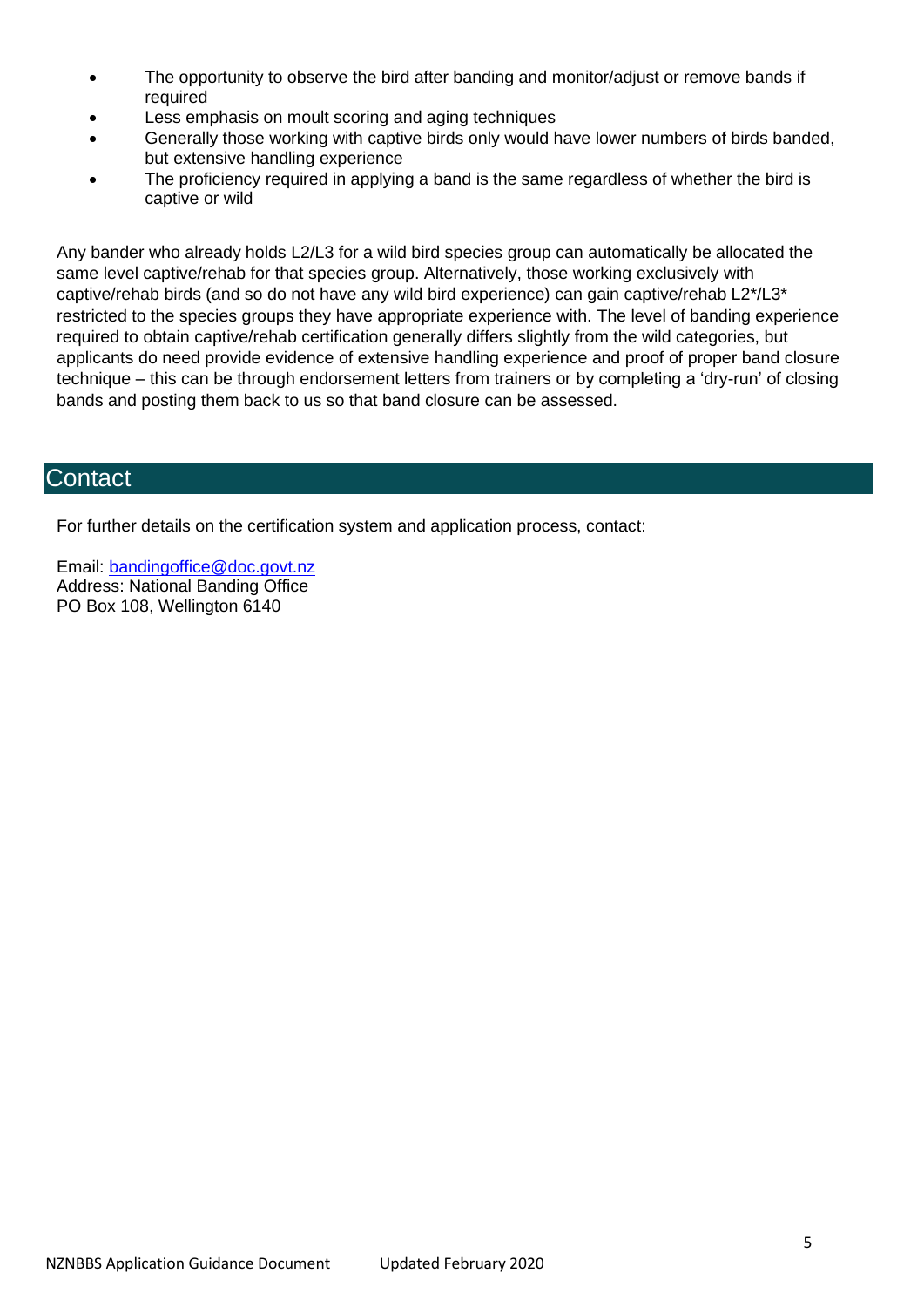- The opportunity to observe the bird after banding and monitor/adjust or remove bands if required
- Less emphasis on moult scoring and aging techniques
- Generally those working with captive birds only would have lower numbers of birds banded, but extensive handling experience
- The proficiency required in applying a band is the same regardless of whether the bird is captive or wild

Any bander who already holds L2/L3 for a wild bird species group can automatically be allocated the same level captive/rehab for that species group. Alternatively, those working exclusively with captive/rehab birds (and so do not have any wild bird experience) can gain captive/rehab L2*/L3* restricted to the species groups they have appropriate experience with. The level of banding experience required to obtain captive/rehab certification generally differs slightly from the wild categories, but applicants do need provide evidence of extensive handling experience and proof of proper band closure technique – this can be through endorsement letters from trainers or by completing a 'dry-run' of closing bands and posting them back to us so that band closure can be assessed.

## Contact

For further details on the certification system and application process, contact:

Email: bandingoffice@doc.govt.nz
Address: National Banding Office
PO Box 108, Wellington 6140